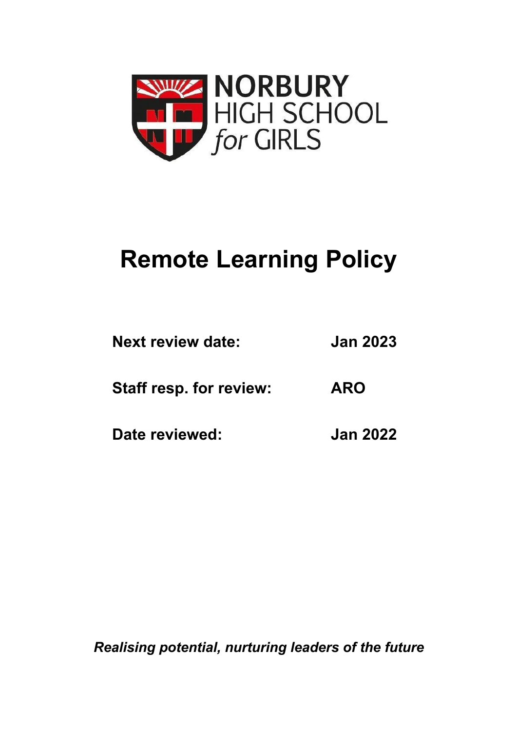NORBURY
HIGH SCHOOL
for GIRLS

# Remote Learning Policy

| | |
|---|---|
| **Next review date:** | **Jan 2023** |
| **Staff resp. for review:** | **ARO** |
| **Date reviewed:** | **Jan 2022** |

***Realising potential, nurturing leaders of the future***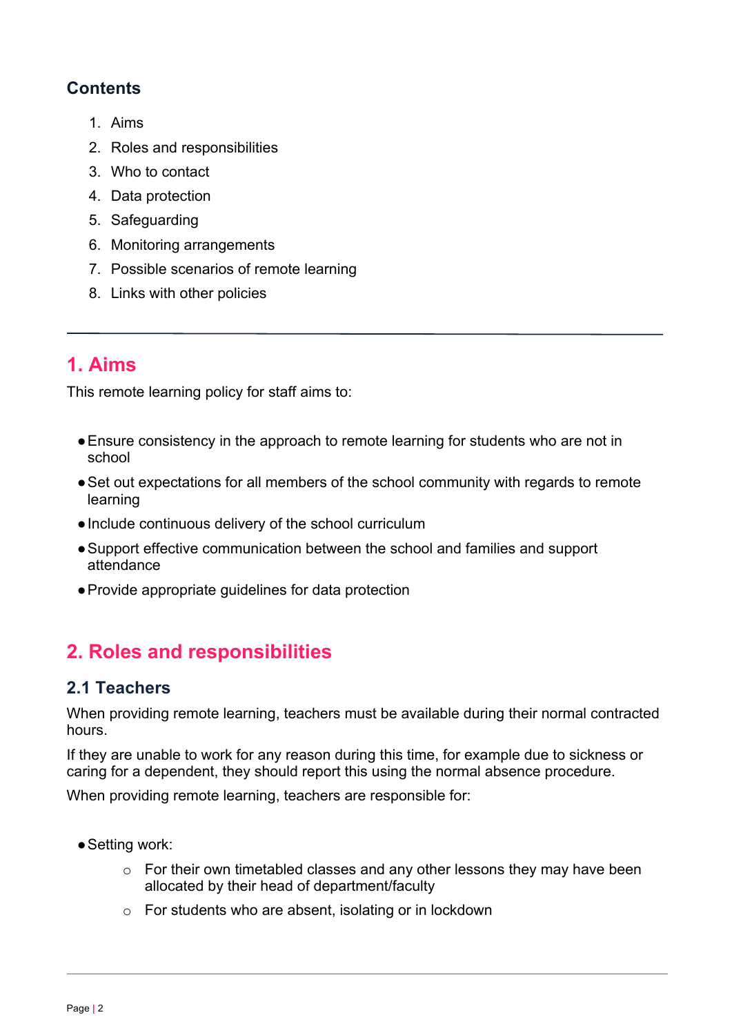## Contents

1. Aims
2. Roles and responsibilities
3. Who to contact
4. Data protection
5. Safeguarding
6. Monitoring arrangements
7. Possible scenarios of remote learning
8. Links with other policies

---

## 1. Aims

This remote learning policy for staff aims to:

- Ensure consistency in the approach to remote learning for students who are not in school
- Set out expectations for all members of the school community with regards to remote learning
- Include continuous delivery of the school curriculum
- Support effective communication between the school and families and support attendance
- Provide appropriate guidelines for data protection

## 2. Roles and responsibilities

### 2.1 Teachers

When providing remote learning, teachers must be available during their normal contracted hours.

If they are unable to work for any reason during this time, for example due to sickness or caring for a dependent, they should report this using the normal absence procedure.

When providing remote learning, teachers are responsible for:

- Setting work:
    - For their own timetabled classes and any other lessons they may have been allocated by their head of department/faculty
    - For students who are absent, isolating or in lockdown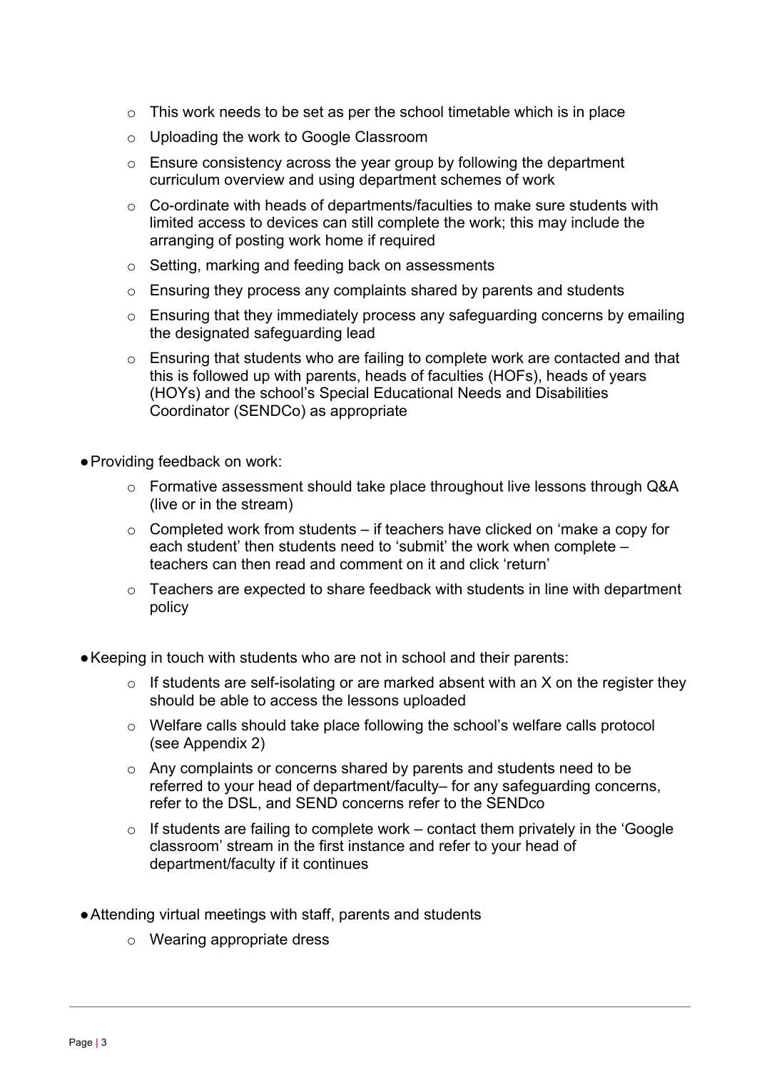- This work needs to be set as per the school timetable which is in place
  - Uploading the work to Google Classroom
  - Ensure consistency across the year group by following the department curriculum overview and using department schemes of work
  - Co-ordinate with heads of departments/faculties to make sure students with limited access to devices can still complete the work; this may include the arranging of posting work home if required
  - Setting, marking and feeding back on assessments
  - Ensuring they process any complaints shared by parents and students
  - Ensuring that they immediately process any safeguarding concerns by emailing the designated safeguarding lead
  - Ensuring that students who are failing to complete work are contacted and that this is followed up with parents, heads of faculties (HOFs), heads of years (HOYs) and the school's Special Educational Needs and Disabilities Coordinator (SENDCo) as appropriate

- Providing feedback on work:
  - Formative assessment should take place throughout live lessons through Q&A (live or in the stream)
  - Completed work from students – if teachers have clicked on 'make a copy for each student' then students need to 'submit' the work when complete – teachers can then read and comment on it and click 'return'
  - Teachers are expected to share feedback with students in line with department policy

- Keeping in touch with students who are not in school and their parents:
  - If students are self-isolating or are marked absent with an X on the register they should be able to access the lessons uploaded
  - Welfare calls should take place following the school's welfare calls protocol (see Appendix 2)
  - Any complaints or concerns shared by parents and students need to be referred to your head of department/faculty– for any safeguarding concerns, refer to the DSL, and SEND concerns refer to the SENDco
  - If students are failing to complete work – contact them privately in the 'Google classroom' stream in the first instance and refer to your head of department/faculty if it continues

- Attending virtual meetings with staff, parents and students
  - Wearing appropriate dress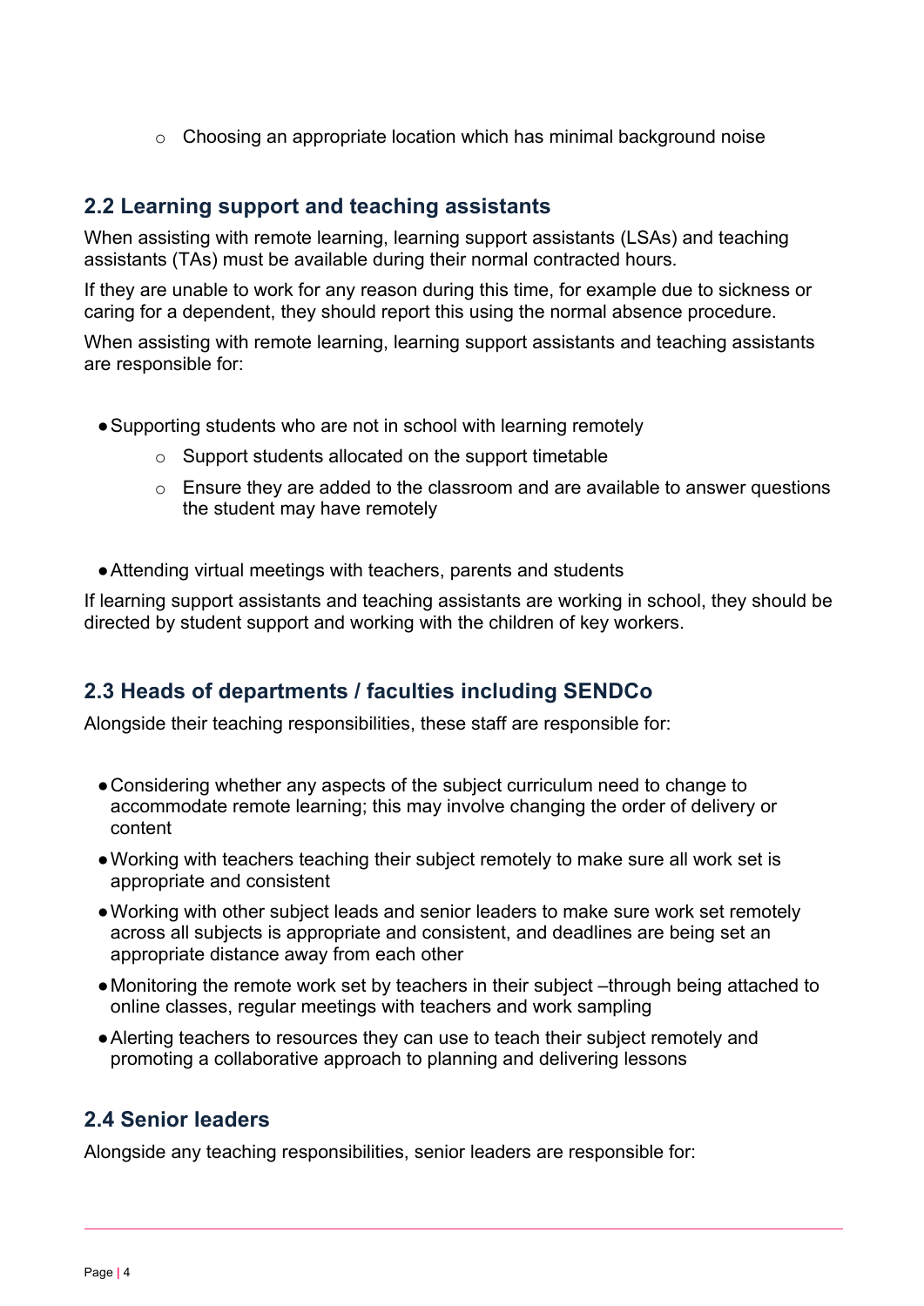- Choosing an appropriate location which has minimal background noise

## 2.2 Learning support and teaching assistants

When assisting with remote learning, learning support assistants (LSAs) and teaching assistants (TAs) must be available during their normal contracted hours.

If they are unable to work for any reason during this time, for example due to sickness or caring for a dependent, they should report this using the normal absence procedure.

When assisting with remote learning, learning support assistants and teaching assistants are responsible for:

- Supporting students who are not in school with learning remotely
    - Support students allocated on the support timetable
    - Ensure they are added to the classroom and are available to answer questions the student may have remotely

- Attending virtual meetings with teachers, parents and students

If learning support assistants and teaching assistants are working in school, they should be directed by student support and working with the children of key workers.

## 2.3 Heads of departments / faculties including SENDCo

Alongside their teaching responsibilities, these staff are responsible for:

- Considering whether any aspects of the subject curriculum need to change to accommodate remote learning; this may involve changing the order of delivery or content
- Working with teachers teaching their subject remotely to make sure all work set is appropriate and consistent
- Working with other subject leads and senior leaders to make sure work set remotely across all subjects is appropriate and consistent, and deadlines are being set an appropriate distance away from each other
- Monitoring the remote work set by teachers in their subject –through being attached to online classes, regular meetings with teachers and work sampling
- Alerting teachers to resources they can use to teach their subject remotely and promoting a collaborative approach to planning and delivering lessons

## 2.4 Senior leaders

Alongside any teaching responsibilities, senior leaders are responsible for: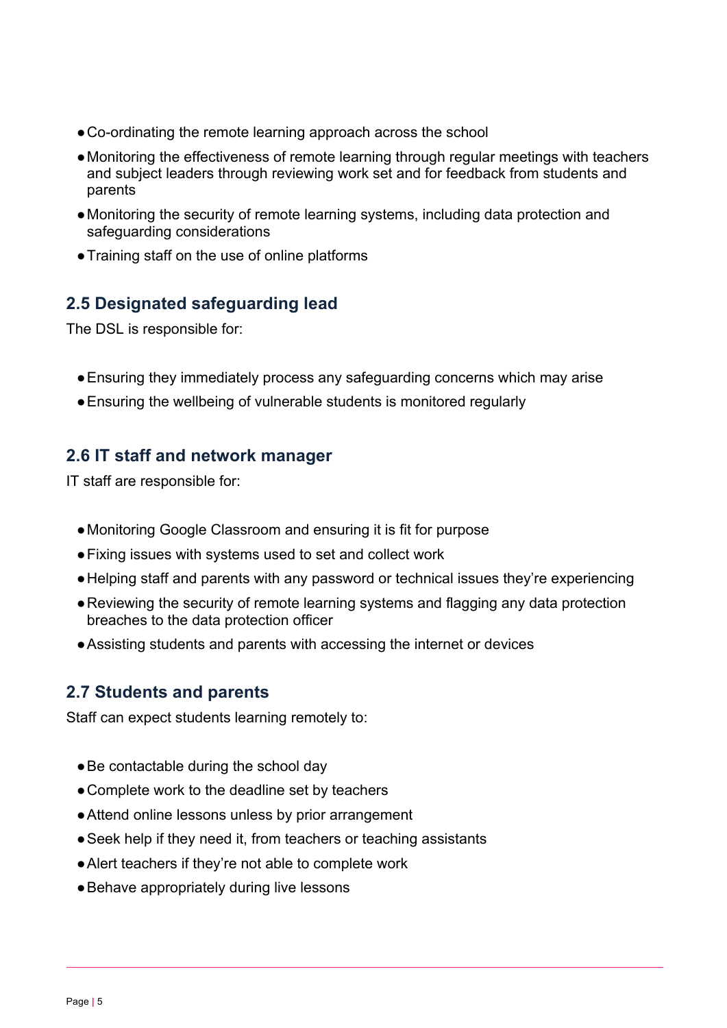- Co-ordinating the remote learning approach across the school
- Monitoring the effectiveness of remote learning through regular meetings with teachers and subject leaders through reviewing work set and for feedback from students and parents
- Monitoring the security of remote learning systems, including data protection and safeguarding considerations
- Training staff on the use of online platforms

### 2.5 Designated safeguarding lead

The DSL is responsible for:

- Ensuring they immediately process any safeguarding concerns which may arise
- Ensuring the wellbeing of vulnerable students is monitored regularly

### 2.6 IT staff and network manager

IT staff are responsible for:

- Monitoring Google Classroom and ensuring it is fit for purpose
- Fixing issues with systems used to set and collect work
- Helping staff and parents with any password or technical issues they're experiencing
- Reviewing the security of remote learning systems and flagging any data protection breaches to the data protection officer
- Assisting students and parents with accessing the internet or devices

### 2.7 Students and parents

Staff can expect students learning remotely to:

- Be contactable during the school day
- Complete work to the deadline set by teachers
- Attend online lessons unless by prior arrangement
- Seek help if they need it, from teachers or teaching assistants
- Alert teachers if they're not able to complete work
- Behave appropriately during live lessons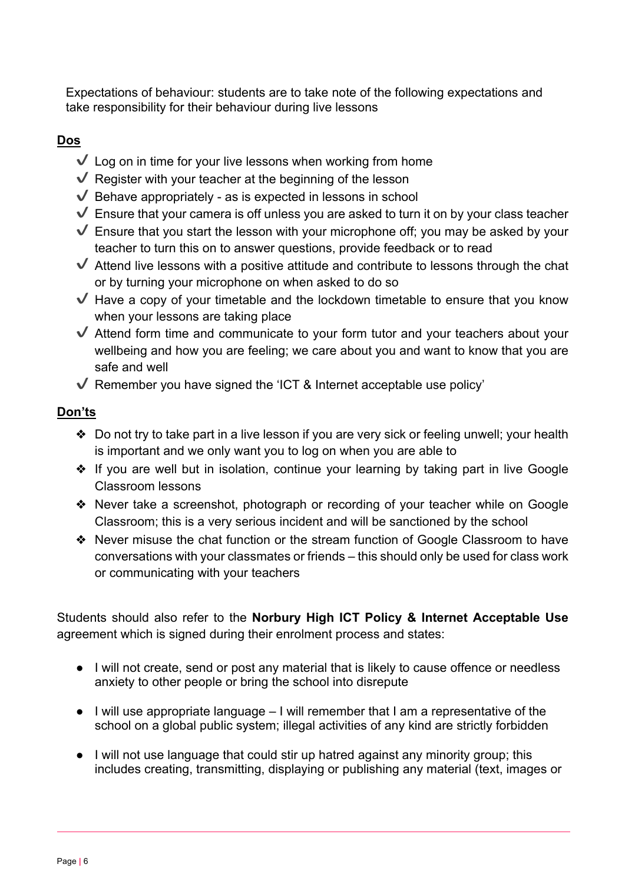Expectations of behaviour: students are to take note of the following expectations and take responsibility for their behaviour during live lessons

**Dos**

- ✓ Log on in time for your live lessons when working from home
- ✓ Register with your teacher at the beginning of the lesson
- ✓ Behave appropriately - as is expected in lessons in school
- ✓ Ensure that your camera is off unless you are asked to turn it on by your class teacher
- ✓ Ensure that you start the lesson with your microphone off; you may be asked by your teacher to turn this on to answer questions, provide feedback or to read
- ✓ Attend live lessons with a positive attitude and contribute to lessons through the chat or by turning your microphone on when asked to do so
- ✓ Have a copy of your timetable and the lockdown timetable to ensure that you know when your lessons are taking place
- ✓ Attend form time and communicate to your form tutor and your teachers about your wellbeing and how you are feeling; we care about you and want to know that you are safe and well
- ✓ Remember you have signed the 'ICT & Internet acceptable use policy'

**Don'ts**

- ❖ Do not try to take part in a live lesson if you are very sick or feeling unwell; your health is important and we only want you to log on when you are able to
- ❖ If you are well but in isolation, continue your learning by taking part in live Google Classroom lessons
- ❖ Never take a screenshot, photograph or recording of your teacher while on Google Classroom; this is a very serious incident and will be sanctioned by the school
- ❖ Never misuse the chat function or the stream function of Google Classroom to have conversations with your classmates or friends – this should only be used for class work or communicating with your teachers

Students should also refer to the **Norbury High ICT Policy & Internet Acceptable Use** agreement which is signed during their enrolment process and states:

- I will not create, send or post any material that is likely to cause offence or needless anxiety to other people or bring the school into disrepute
- I will use appropriate language – I will remember that I am a representative of the school on a global public system; illegal activities of any kind are strictly forbidden
- I will not use language that could stir up hatred against any minority group; this includes creating, transmitting, displaying or publishing any material (text, images or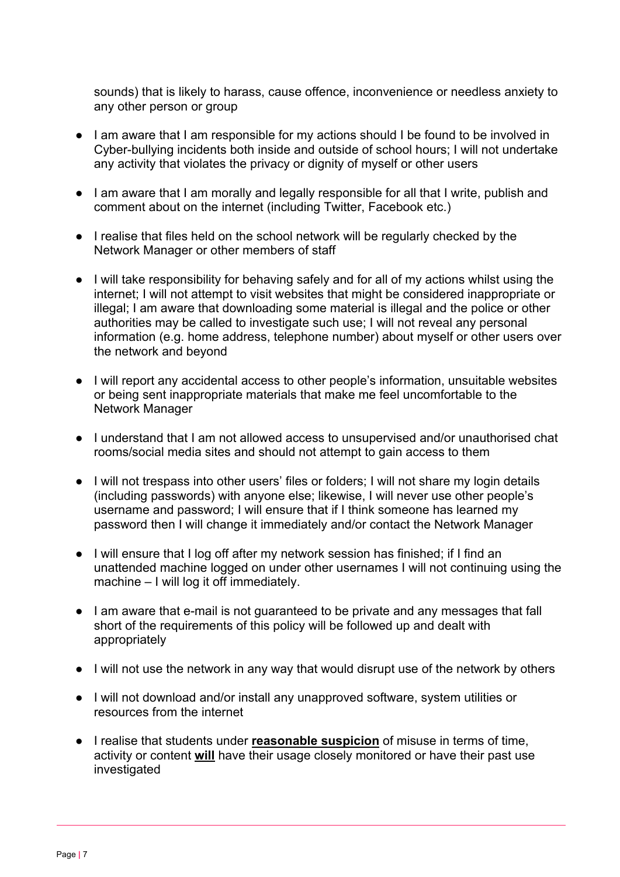sounds) that is likely to harass, cause offence, inconvenience or needless anxiety to any other person or group

- I am aware that I am responsible for my actions should I be found to be involved in Cyber-bullying incidents both inside and outside of school hours; I will not undertake any activity that violates the privacy or dignity of myself or other users
- I am aware that I am morally and legally responsible for all that I write, publish and comment about on the internet (including Twitter, Facebook etc.)
- I realise that files held on the school network will be regularly checked by the Network Manager or other members of staff
- I will take responsibility for behaving safely and for all of my actions whilst using the internet; I will not attempt to visit websites that might be considered inappropriate or illegal; I am aware that downloading some material is illegal and the police or other authorities may be called to investigate such use; I will not reveal any personal information (e.g. home address, telephone number) about myself or other users over the network and beyond
- I will report any accidental access to other people's information, unsuitable websites or being sent inappropriate materials that make me feel uncomfortable to the Network Manager
- I understand that I am not allowed access to unsupervised and/or unauthorised chat rooms/social media sites and should not attempt to gain access to them
- I will not trespass into other users' files or folders; I will not share my login details (including passwords) with anyone else; likewise, I will never use other people's username and password; I will ensure that if I think someone has learned my password then I will change it immediately and/or contact the Network Manager
- I will ensure that I log off after my network session has finished; if I find an unattended machine logged on under other usernames I will not continuing using the machine – I will log it off immediately.
- I am aware that e-mail is not guaranteed to be private and any messages that fall short of the requirements of this policy will be followed up and dealt with appropriately
- I will not use the network in any way that would disrupt use of the network by others
- I will not download and/or install any unapproved software, system utilities or resources from the internet
- I realise that students under **reasonable suspicion** of misuse in terms of time, activity or content **will** have their usage closely monitored or have their past use investigated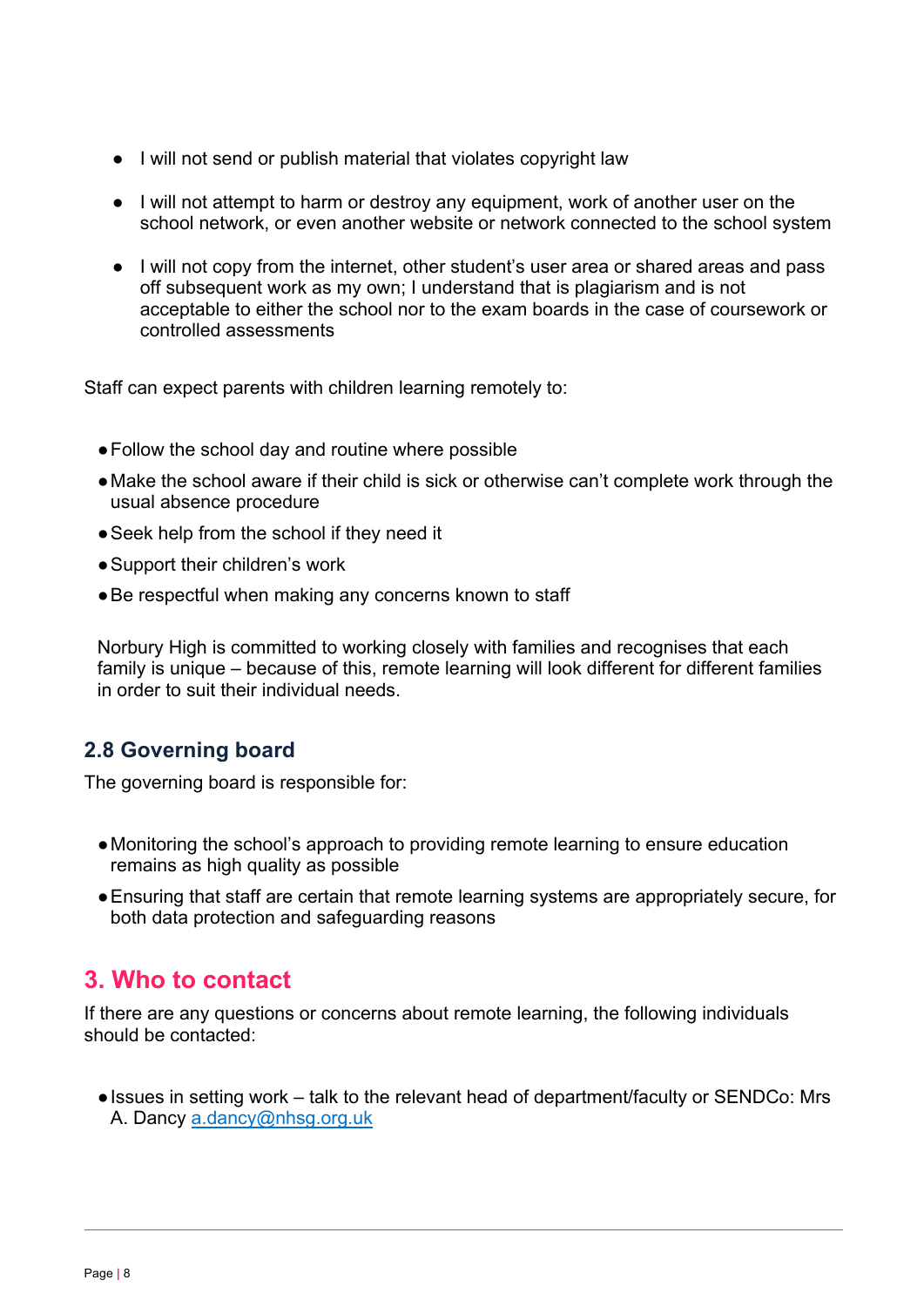- I will not send or publish material that violates copyright law
- I will not attempt to harm or destroy any equipment, work of another user on the school network, or even another website or network connected to the school system
- I will not copy from the internet, other student's user area or shared areas and pass off subsequent work as my own; I understand that is plagiarism and is not acceptable to either the school nor to the exam boards in the case of coursework or controlled assessments

Staff can expect parents with children learning remotely to:

- Follow the school day and routine where possible
- Make the school aware if their child is sick or otherwise can't complete work through the usual absence procedure
- Seek help from the school if they need it
- Support their children's work
- Be respectful when making any concerns known to staff

Norbury High is committed to working closely with families and recognises that each family is unique – because of this, remote learning will look different for different families in order to suit their individual needs.

### 2.8 Governing board

The governing board is responsible for:

- Monitoring the school's approach to providing remote learning to ensure education remains as high quality as possible
- Ensuring that staff are certain that remote learning systems are appropriately secure, for both data protection and safeguarding reasons

## 3. Who to contact

If there are any questions or concerns about remote learning, the following individuals should be contacted:

- Issues in setting work – talk to the relevant head of department/faculty or SENDCo: Mrs A. Dancy [a.dancy@nhsg.org.uk](mailto:a.dancy@nhsg.org.uk)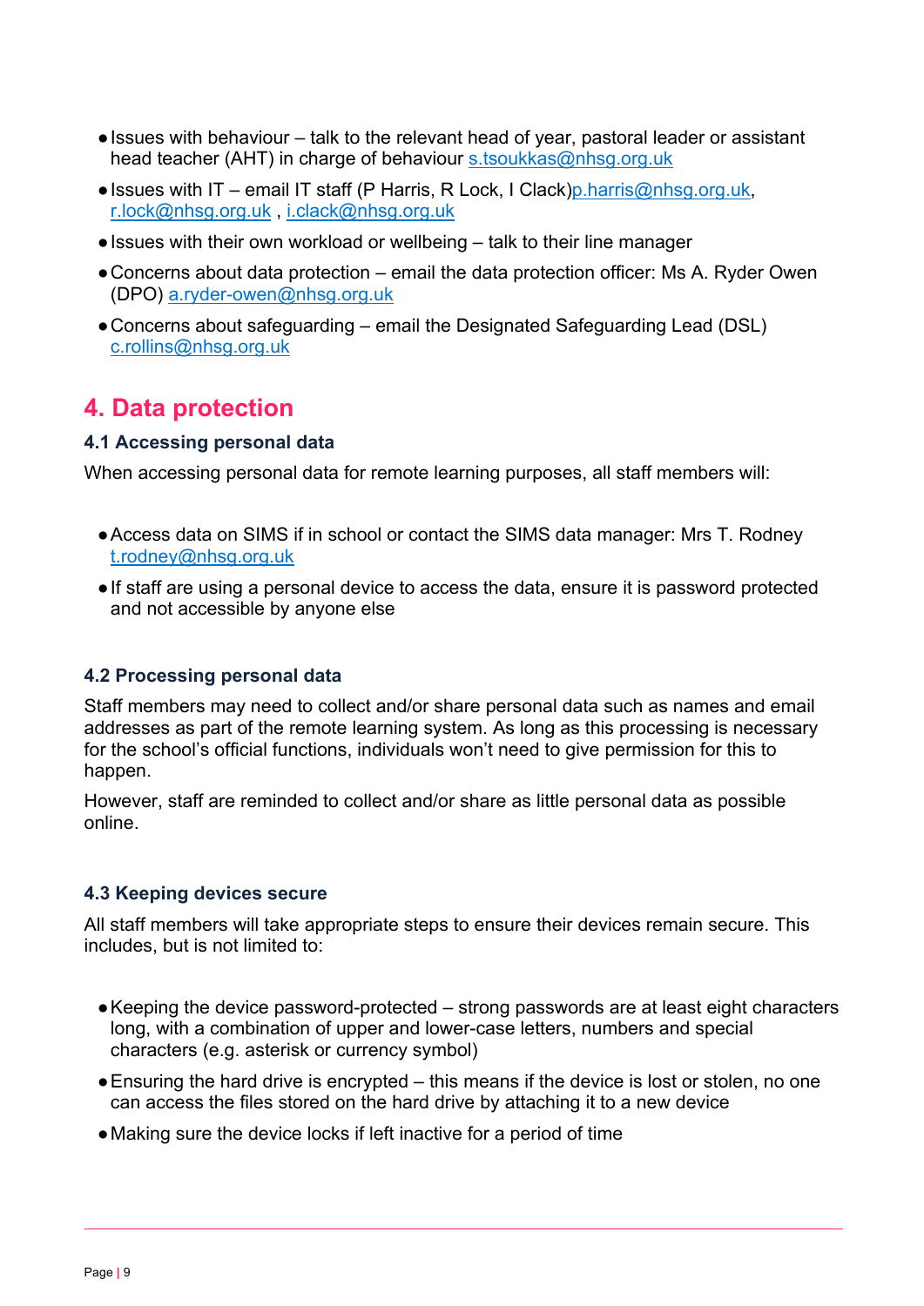- Issues with behaviour – talk to the relevant head of year, pastoral leader or assistant head teacher (AHT) in charge of behaviour s.tsoukkas@nhsg.org.uk
- Issues with IT – email IT staff (P Harris, R Lock, I Clack)p.harris@nhsg.org.uk, r.lock@nhsg.org.uk , i.clack@nhsg.org.uk
- Issues with their own workload or wellbeing – talk to their line manager
- Concerns about data protection – email the data protection officer: Ms A. Ryder Owen (DPO) a.ryder-owen@nhsg.org.uk
- Concerns about safeguarding – email the Designated Safeguarding Lead (DSL) c.rollins@nhsg.org.uk

## 4. Data protection

### 4.1 Accessing personal data

When accessing personal data for remote learning purposes, all staff members will:

- Access data on SIMS if in school or contact the SIMS data manager: Mrs T. Rodney t.rodney@nhsg.org.uk
- If staff are using a personal device to access the data, ensure it is password protected and not accessible by anyone else

### 4.2 Processing personal data

Staff members may need to collect and/or share personal data such as names and email addresses as part of the remote learning system. As long as this processing is necessary for the school's official functions, individuals won't need to give permission for this to happen.

However, staff are reminded to collect and/or share as little personal data as possible online.

### 4.3 Keeping devices secure

All staff members will take appropriate steps to ensure their devices remain secure. This includes, but is not limited to:

- Keeping the device password-protected – strong passwords are at least eight characters long, with a combination of upper and lower-case letters, numbers and special characters (e.g. asterisk or currency symbol)
- Ensuring the hard drive is encrypted – this means if the device is lost or stolen, no one can access the files stored on the hard drive by attaching it to a new device
- Making sure the device locks if left inactive for a period of time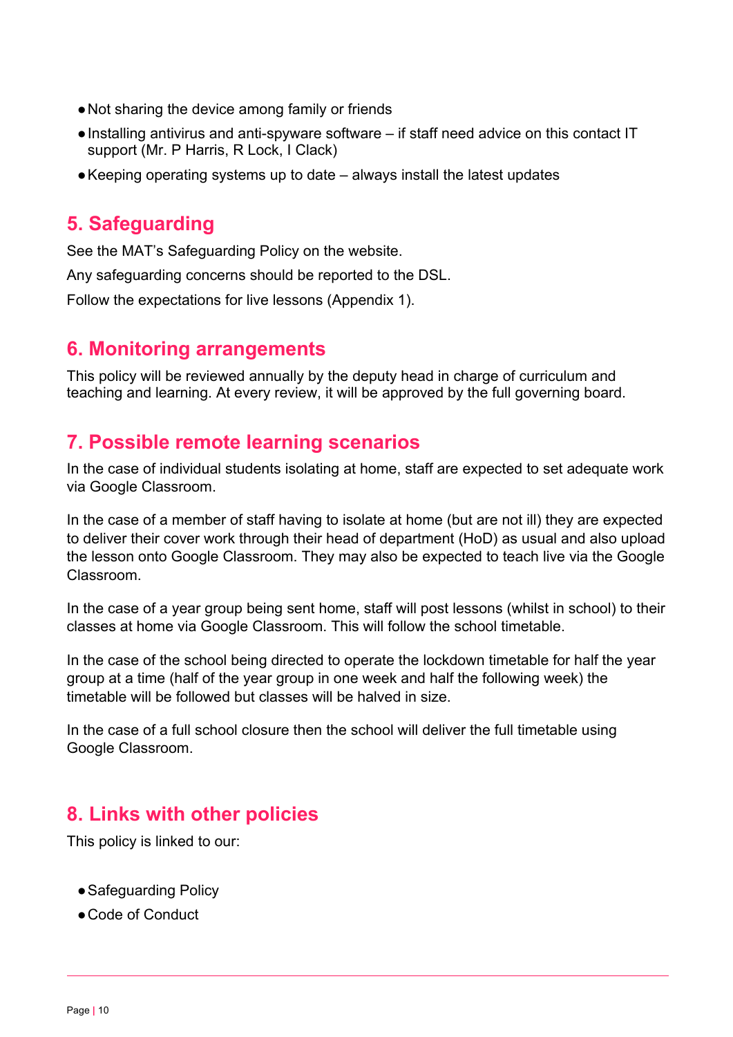- Not sharing the device among family or friends
- Installing antivirus and anti-spyware software – if staff need advice on this contact IT support (Mr. P Harris, R Lock, I Clack)
- Keeping operating systems up to date – always install the latest updates

## 5. Safeguarding

See the MAT's Safeguarding Policy on the website.

Any safeguarding concerns should be reported to the DSL.

Follow the expectations for live lessons (Appendix 1).

## 6. Monitoring arrangements

This policy will be reviewed annually by the deputy head in charge of curriculum and teaching and learning. At every review, it will be approved by the full governing board.

## 7. Possible remote learning scenarios

In the case of individual students isolating at home, staff are expected to set adequate work via Google Classroom.

In the case of a member of staff having to isolate at home (but are not ill) they are expected to deliver their cover work through their head of department (HoD) as usual and also upload the lesson onto Google Classroom. They may also be expected to teach live via the Google Classroom.

In the case of a year group being sent home, staff will post lessons (whilst in school) to their classes at home via Google Classroom. This will follow the school timetable.

In the case of the school being directed to operate the lockdown timetable for half the year group at a time (half of the year group in one week and half the following week) the timetable will be followed but classes will be halved in size.

In the case of a full school closure then the school will deliver the full timetable using Google Classroom.

## 8. Links with other policies

This policy is linked to our:

- Safeguarding Policy
- Code of Conduct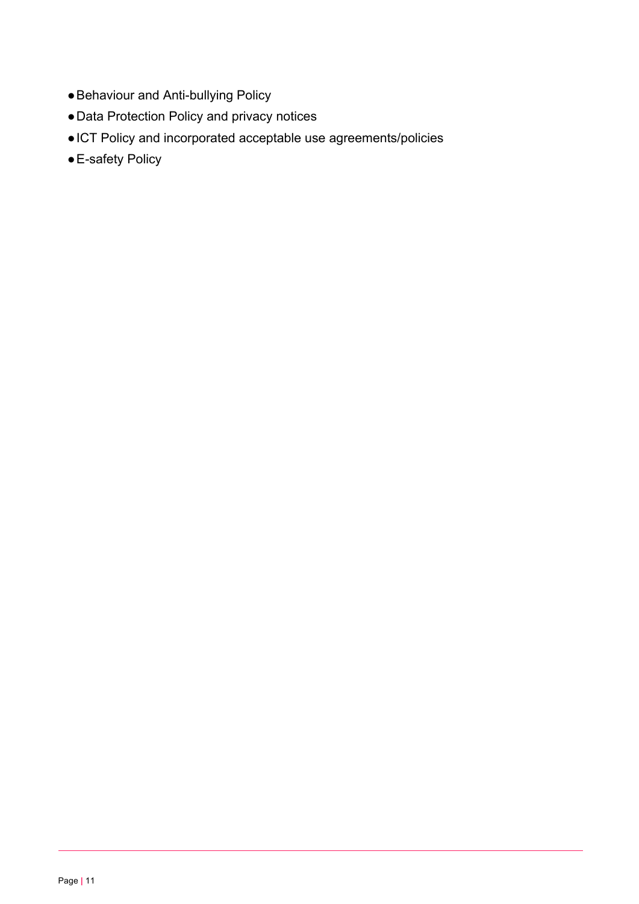- Behaviour and Anti-bullying Policy
- Data Protection Policy and privacy notices
- ICT Policy and incorporated acceptable use agreements/policies
- E-safety Policy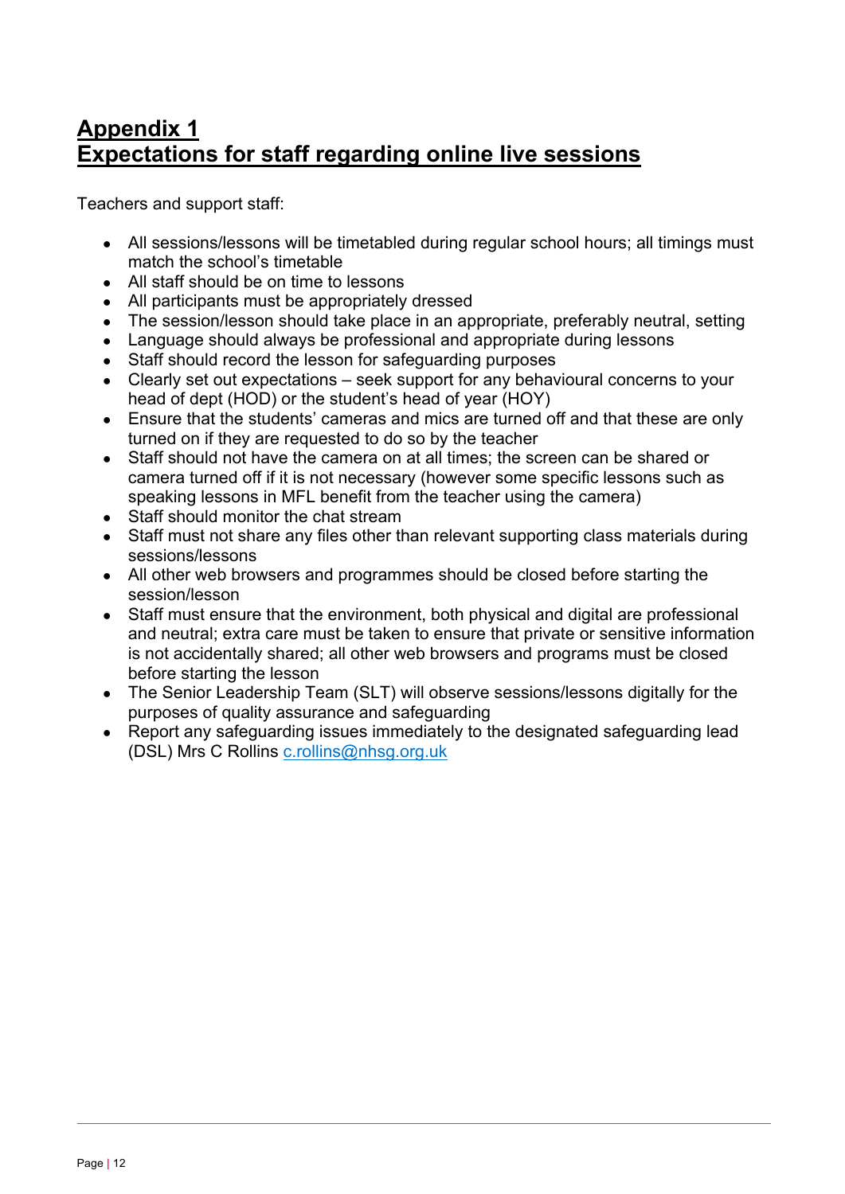# Appendix 1
# Expectations for staff regarding online live sessions

Teachers and support staff:

- All sessions/lessons will be timetabled during regular school hours; all timings must match the school's timetable
- All staff should be on time to lessons
- All participants must be appropriately dressed
- The session/lesson should take place in an appropriate, preferably neutral, setting
- Language should always be professional and appropriate during lessons
- Staff should record the lesson for safeguarding purposes
- Clearly set out expectations – seek support for any behavioural concerns to your head of dept (HOD) or the student's head of year (HOY)
- Ensure that the students' cameras and mics are turned off and that these are only turned on if they are requested to do so by the teacher
- Staff should not have the camera on at all times; the screen can be shared or camera turned off if it is not necessary (however some specific lessons such as speaking lessons in MFL benefit from the teacher using the camera)
- Staff should monitor the chat stream
- Staff must not share any files other than relevant supporting class materials during sessions/lessons
- All other web browsers and programmes should be closed before starting the session/lesson
- Staff must ensure that the environment, both physical and digital are professional and neutral; extra care must be taken to ensure that private or sensitive information is not accidentally shared; all other web browsers and programs must be closed before starting the lesson
- The Senior Leadership Team (SLT) will observe sessions/lessons digitally for the purposes of quality assurance and safeguarding
- Report any safeguarding issues immediately to the designated safeguarding lead (DSL) Mrs C Rollins [c.rollins@nhsg.org.uk](mailto:c.rollins@nhsg.org.uk)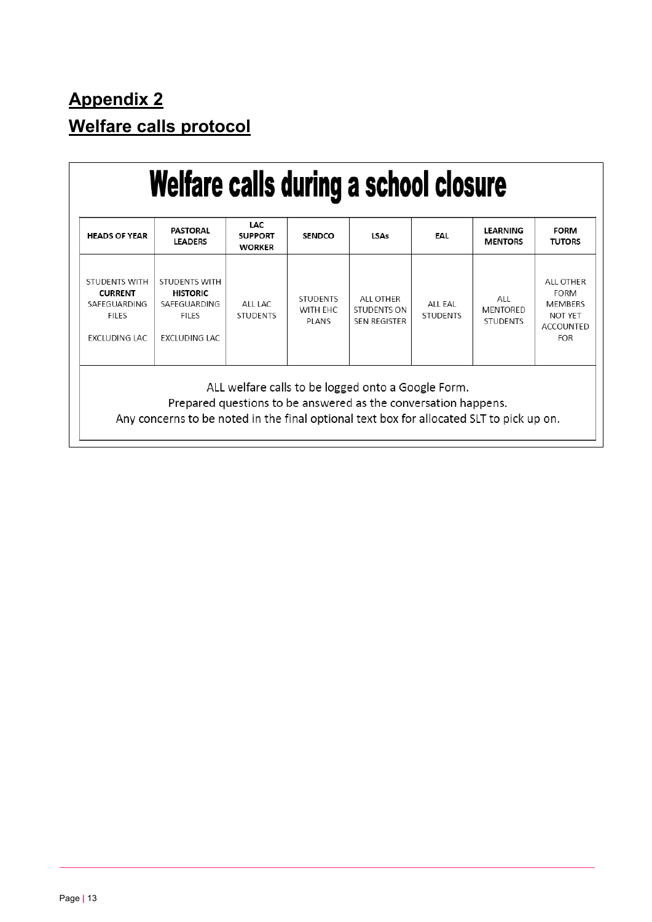## Appendix 2

## Welfare calls protocol

# Welfare calls during a school closure

| HEADS OF YEAR | PASTORAL LEADERS | LAC SUPPORT WORKER | SENDCO | LSAs | EAL | LEARNING MENTORS | FORM TUTORS |
|---|---|---|---|---|---|---|---|
| STUDENTS WITH **CURRENT** SAFEGUARDING FILES<br><br>EXCLUDING LAC | STUDENTS WITH **HISTORIC** SAFEGUARDING FILES<br><br>EXCLUDING LAC | ALL LAC STUDENTS | STUDENTS WITH EHC PLANS | ALL OTHER STUDENTS ON SEN REGISTER | ALL EAL STUDENTS | ALL MENTORED STUDENTS | ALL OTHER FORM MEMBERS NOT YET ACCOUNTED FOR |

ALL welfare calls to be logged onto a Google Form.
Prepared questions to be answered as the conversation happens.
Any concerns to be noted in the final optional text box for allocated SLT to pick up on.